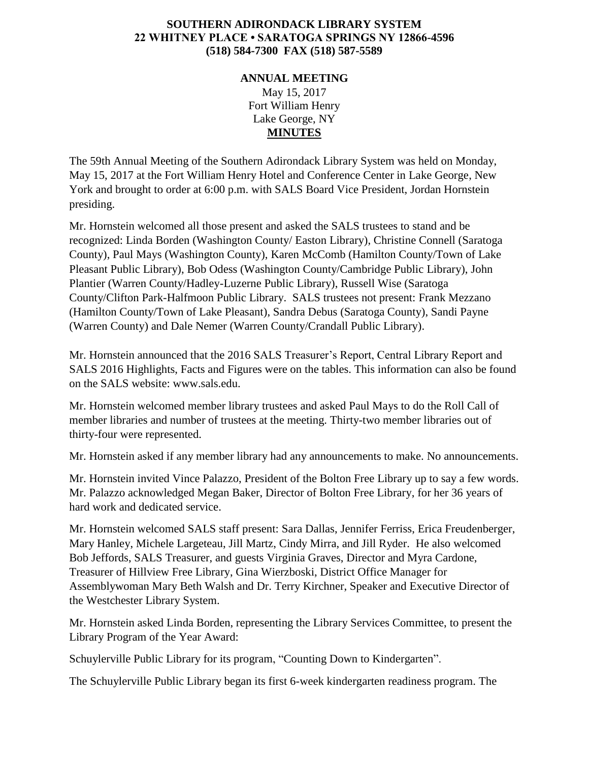**SOUTHERN ADIRONDACK LIBRARY SYSTEM**
**22 WHITNEY PLACE • SARATOGA SPRINGS NY 12866-4596**
**(518) 584-7300 FAX (518) 587-5589**

**ANNUAL MEETING**

May 15, 2017
Fort William Henry
Lake George, NY

**MINUTES**

The 59th Annual Meeting of the Southern Adirondack Library System was held on Monday, May 15, 2017 at the Fort William Henry Hotel and Conference Center in Lake George, New York and brought to order at 6:00 p.m. with SALS Board Vice President, Jordan Hornstein presiding.

Mr. Hornstein welcomed all those present and asked the SALS trustees to stand and be recognized: Linda Borden (Washington County/ Easton Library), Christine Connell (Saratoga County), Paul Mays (Washington County), Karen McComb (Hamilton County/Town of Lake Pleasant Public Library), Bob Odess (Washington County/Cambridge Public Library), John Plantier (Warren County/Hadley-Luzerne Public Library), Russell Wise (Saratoga County/Clifton Park-Halfmoon Public Library. SALS trustees not present: Frank Mezzano (Hamilton County/Town of Lake Pleasant), Sandra Debus (Saratoga County), Sandi Payne (Warren County) and Dale Nemer (Warren County/Crandall Public Library).

Mr. Hornstein announced that the 2016 SALS Treasurer's Report, Central Library Report and SALS 2016 Highlights, Facts and Figures were on the tables. This information can also be found on the SALS website: www.sals.edu.

Mr. Hornstein welcomed member library trustees and asked Paul Mays to do the Roll Call of member libraries and number of trustees at the meeting. Thirty-two member libraries out of thirty-four were represented.

Mr. Hornstein asked if any member library had any announcements to make. No announcements.

Mr. Hornstein invited Vince Palazzo, President of the Bolton Free Library up to say a few words. Mr. Palazzo acknowledged Megan Baker, Director of Bolton Free Library, for her 36 years of hard work and dedicated service.

Mr. Hornstein welcomed SALS staff present: Sara Dallas, Jennifer Ferriss, Erica Freudenberger, Mary Hanley, Michele Largeteau, Jill Martz, Cindy Mirra, and Jill Ryder. He also welcomed Bob Jeffords, SALS Treasurer, and guests Virginia Graves, Director and Myra Cardone, Treasurer of Hillview Free Library, Gina Wierzboski, District Office Manager for Assemblywoman Mary Beth Walsh and Dr. Terry Kirchner, Speaker and Executive Director of the Westchester Library System.

Mr. Hornstein asked Linda Borden, representing the Library Services Committee, to present the Library Program of the Year Award:

Schuylerville Public Library for its program, "Counting Down to Kindergarten".

The Schuylerville Public Library began its first 6-week kindergarten readiness program. The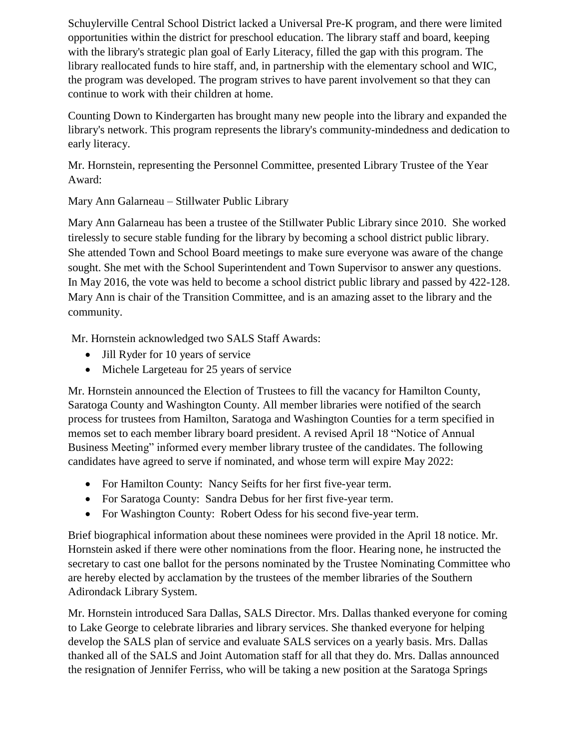Schuylerville Central School District lacked a Universal Pre-K program, and there were limited opportunities within the district for preschool education. The library staff and board, keeping with the library's strategic plan goal of Early Literacy, filled the gap with this program. The library reallocated funds to hire staff, and, in partnership with the elementary school and WIC, the program was developed. The program strives to have parent involvement so that they can continue to work with their children at home.

Counting Down to Kindergarten has brought many new people into the library and expanded the library's network. This program represents the library's community-mindedness and dedication to early literacy.

Mr. Hornstein, representing the Personnel Committee, presented Library Trustee of the Year Award:

Mary Ann Galarneau – Stillwater Public Library

Mary Ann Galarneau has been a trustee of the Stillwater Public Library since 2010. She worked tirelessly to secure stable funding for the library by becoming a school district public library. She attended Town and School Board meetings to make sure everyone was aware of the change sought. She met with the School Superintendent and Town Supervisor to answer any questions. In May 2016, the vote was held to become a school district public library and passed by 422-128. Mary Ann is chair of the Transition Committee, and is an amazing asset to the library and the community.

Mr. Hornstein acknowledged two SALS Staff Awards:

- Jill Ryder for 10 years of service
- Michele Largeteau for 25 years of service

Mr. Hornstein announced the Election of Trustees to fill the vacancy for Hamilton County, Saratoga County and Washington County. All member libraries were notified of the search process for trustees from Hamilton, Saratoga and Washington Counties for a term specified in memos set to each member library board president. A revised April 18 "Notice of Annual Business Meeting" informed every member library trustee of the candidates. The following candidates have agreed to serve if nominated, and whose term will expire May 2022:

- For Hamilton County: Nancy Seifts for her first five-year term.
- For Saratoga County: Sandra Debus for her first five-year term.
- For Washington County: Robert Odess for his second five-year term.

Brief biographical information about these nominees were provided in the April 18 notice. Mr. Hornstein asked if there were other nominations from the floor. Hearing none, he instructed the secretary to cast one ballot for the persons nominated by the Trustee Nominating Committee who are hereby elected by acclamation by the trustees of the member libraries of the Southern Adirondack Library System.

Mr. Hornstein introduced Sara Dallas, SALS Director. Mrs. Dallas thanked everyone for coming to Lake George to celebrate libraries and library services. She thanked everyone for helping develop the SALS plan of service and evaluate SALS services on a yearly basis. Mrs. Dallas thanked all of the SALS and Joint Automation staff for all that they do. Mrs. Dallas announced the resignation of Jennifer Ferriss, who will be taking a new position at the Saratoga Springs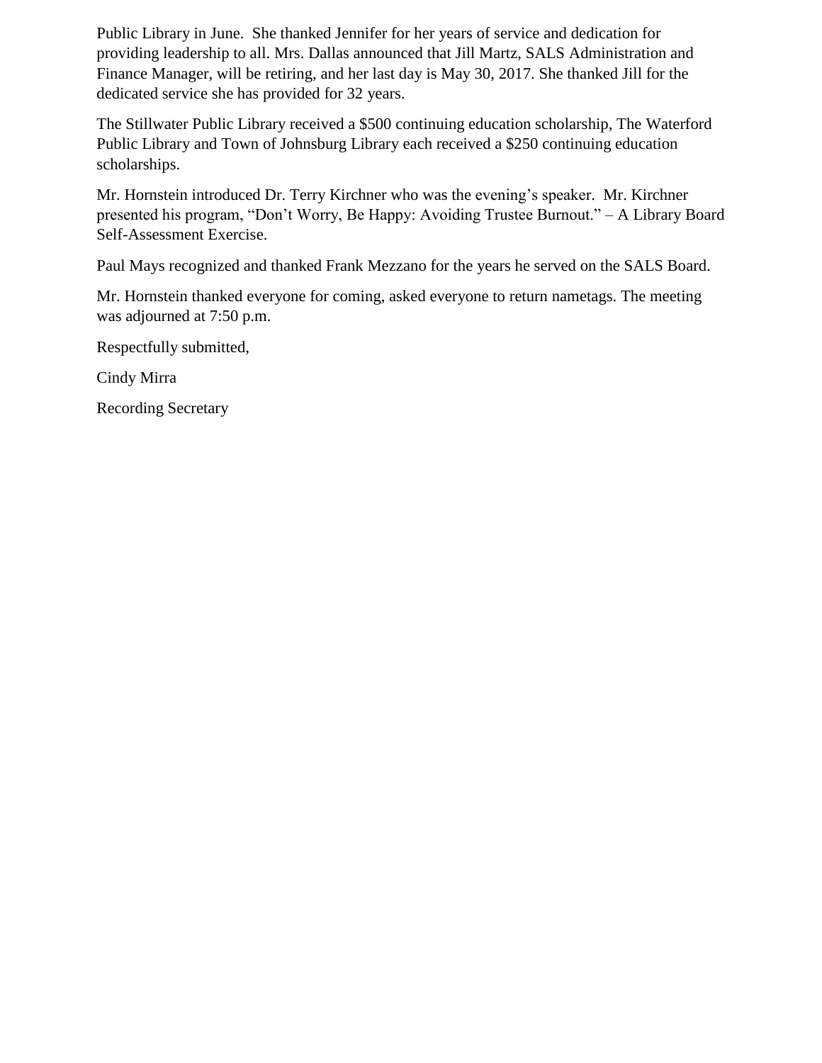Public Library in June. She thanked Jennifer for her years of service and dedication for providing leadership to all. Mrs. Dallas announced that Jill Martz, SALS Administration and Finance Manager, will be retiring, and her last day is May 30, 2017. She thanked Jill for the dedicated service she has provided for 32 years.

The Stillwater Public Library received a $500 continuing education scholarship, The Waterford Public Library and Town of Johnsburg Library each received a $250 continuing education scholarships.

Mr. Hornstein introduced Dr. Terry Kirchner who was the evening's speaker. Mr. Kirchner presented his program, "Don't Worry, Be Happy: Avoiding Trustee Burnout." – A Library Board Self-Assessment Exercise.

Paul Mays recognized and thanked Frank Mezzano for the years he served on the SALS Board.

Mr. Hornstein thanked everyone for coming, asked everyone to return nametags. The meeting was adjourned at 7:50 p.m.

Respectfully submitted,

Cindy Mirra

Recording Secretary